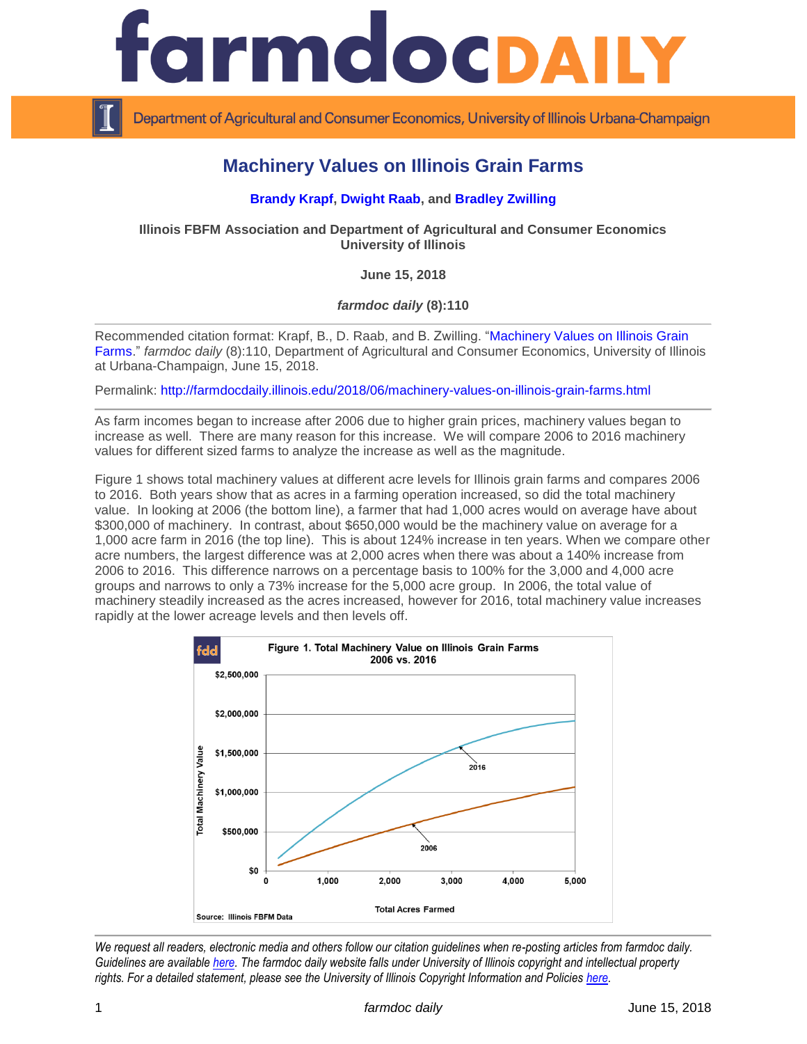# Machine Values on Illinois Grain Farms

**Brandy Krapf, Dwight Raab, and Bradley Zwilling**

**Illinois FBFM Association and Department of Agricultural and Consumer Economics**
**University of Illinois**

**June 15, 2018**

***farmdoc daily* (8):110**

---

Recommended citation format: Krapf, B., D. Raab, and B. Zwilling. "Machinery Values on Illinois Grain Farms." *farmdoc daily* (8):110, Department of Agricultural and Consumer Economics, University of Illinois at Urbana-Champaign, June 15, 2018.

Permalink: http://farmdocdaily.illinois.edu/2018/06/machinery-values-on-illinois-grain-farms.html

---

As farm incomes began to increase after 2006 due to higher grain prices, machinery values began to increase as well. There are many reason for this increase. We will compare 2006 to 2016 machinery values for different sized farms to analyze the increase as well as the magnitude.

Figure 1 shows total machinery values at different acre levels for Illinois grain farms and compares 2006 to 2016. Both years show that as acres in a farming operation increased, so did the total machinery value. In looking at 2006 (the bottom line), a farmer that had 1,000 acres would on average have about $300,000 of machinery. In contrast, about $650,000 would be the machinery value on average for a 1,000 acre farm in 2016 (the top line). This is about 124% increase in ten years. When we compare other acre numbers, the largest difference was at 2,000 acres when there was about a 140% increase from 2006 to 2016. This difference narrows on a percentage basis to 100% for the 3,000 and 4,000 acre groups and narrows to only a 73% increase for the 5,000 acre group. In 2006, the total value of machinery steadily increased as the acres increased, however for 2016, total machinery value increases rapidly at the lower acreage levels and then levels off.

**Figure 1. Total Machinery Value on Illinois Grain Farms 2006 vs. 2016**

Source: Illinois FBFM Data

---

*We request all readers, electronic media and others follow our citation guidelines when re-posting articles from farmdoc daily. Guidelines are available here. The farmdoc daily website falls under University of Illinois copyright and intellectual property rights. For a detailed statement, please see the University of Illinois Copyright Information and Policies here.*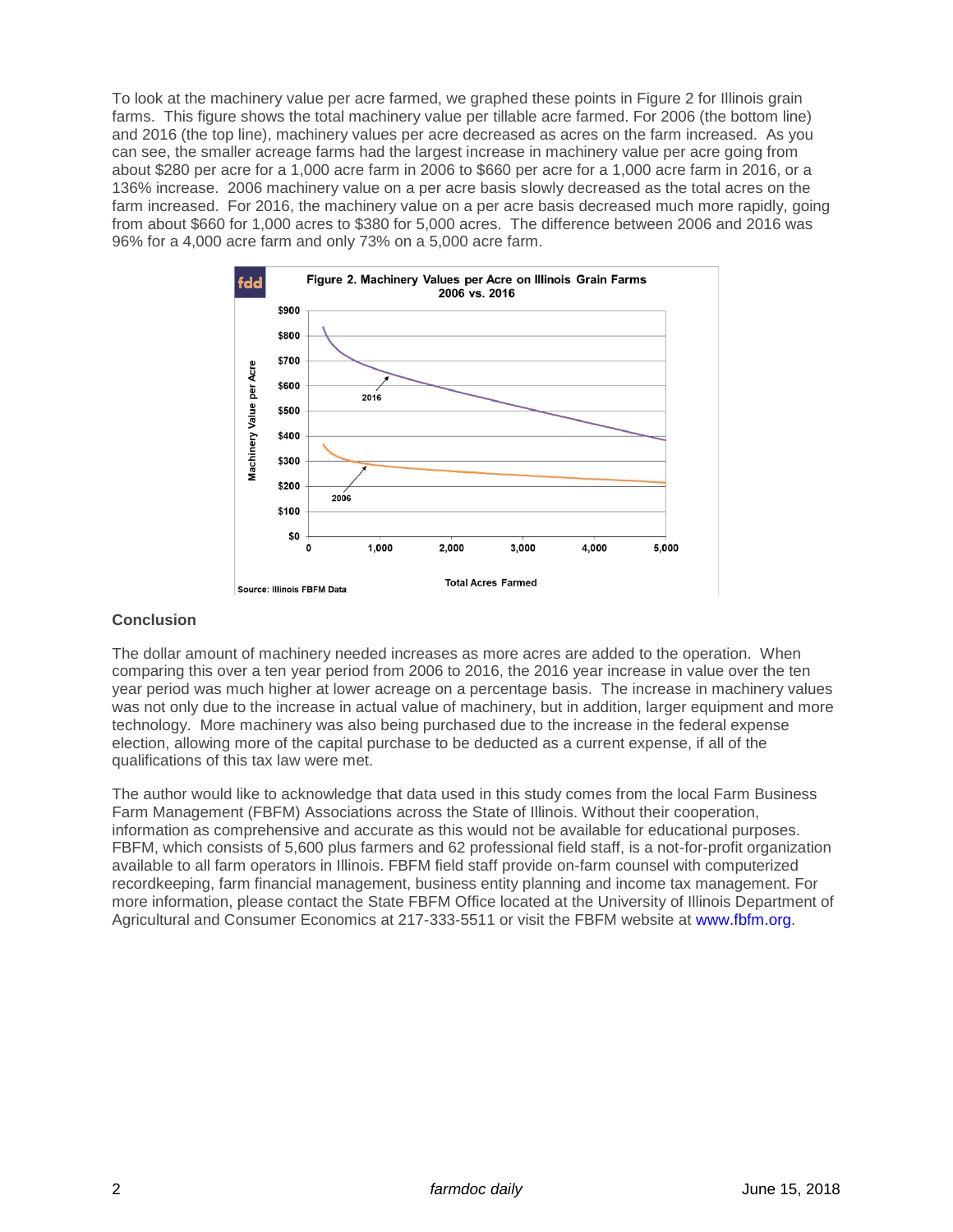To look at the machinery value per acre farmed, we graphed these points in Figure 2 for Illinois grain farms. This figure shows the total machinery value per tillable acre farmed. For 2006 (the bottom line) and 2016 (the top line), machinery values per acre decreased as acres on the farm increased. As you can see, the smaller acreage farms had the largest increase in machinery value per acre going from about $280 per acre for a 1,000 acre farm in 2006 to $660 per acre for a 1,000 acre farm in 2016, or a 136% increase. 2006 machinery value on a per acre basis slowly decreased as the total acres on the farm increased. For 2016, the machinery value on a per acre basis decreased much more rapidly, going from about $660 for 1,000 acres to $380 for 5,000 acres. The difference between 2006 and 2016 was 96% for a 4,000 acre farm and only 73% on a 5,000 acre farm.

fdd

Figure 2. Machinery Values per Acre on Illinois Grain Farms
2006 vs. 2016

Machinery Value per Acre

$900
$800
$700
$600
$500
$400
$300
$200
$100
$0

0
1,000
2,000
3,000
4,000
5,000

Total Acres Farmed

2016

2006

Source: Illinois FBFM Data

## Conclusion

The dollar amount of machinery needed increases as more acres are added to the operation. When comparing this over a ten year period from 2006 to 2016, the 2016 year increase in value over the ten year period was much higher at lower acreage on a percentage basis. The increase in machinery values was not only due to the increase in actual value of machinery, but in addition, larger equipment and more technology. More machinery was also being purchased due to the increase in the federal expense election, allowing more of the capital purchase to be deducted as a current expense, if all of the qualifications of this tax law were met.

The author would like to acknowledge that data used in this study comes from the local Farm Business Farm Management (FBFM) Associations across the State of Illinois. Without their cooperation, information as comprehensive and accurate as this would not be available for educational purposes. FBFM, which consists of 5,600 plus farmers and 62 professional field staff, is a not-for-profit organization available to all farm operators in Illinois. FBFM field staff provide on-farm counsel with computerized recordkeeping, farm financial management, business entity planning and income tax management. For more information, please contact the State FBFM Office located at the University of Illinois Department of Agricultural and Consumer Economics at 217-333-5511 or visit the FBFM website at www.fbfm.org.